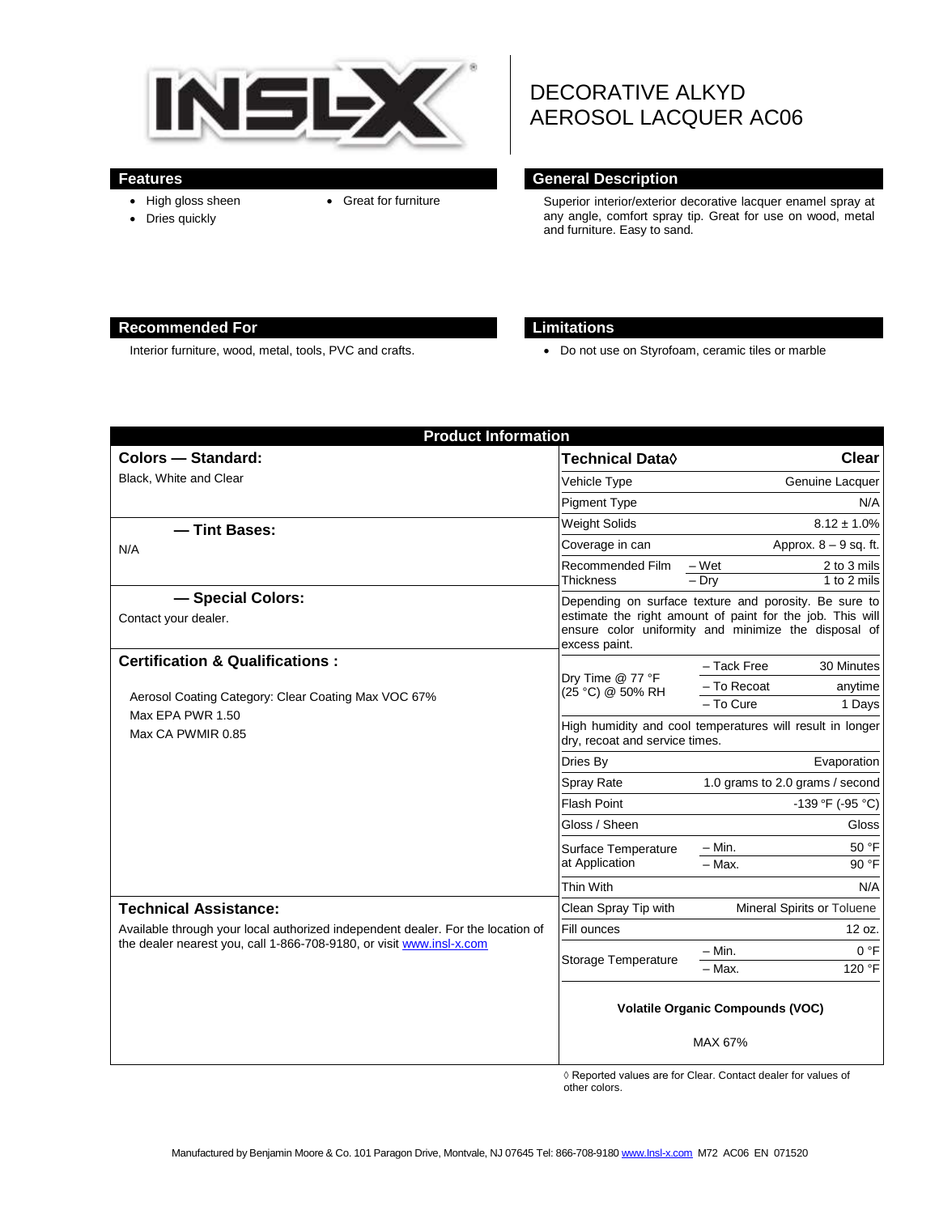# DECORATIVE ALKYD AEROSOL LACQUER AC06

## Features

- High gloss sheen
- Dries quickly
- Great for furniture

## General Description

Superior interior/exterior decorative lacquer enamel spray at any angle, comfort spray tip. Great for use on wood, metal and furniture. Easy to sand.

## Recommended For

Interior furniture, wood, metal, tools, PVC and crafts.

## Limitations

- Do not use on Styrofoam, ceramic tiles or marble

## Product Information

### Colors — Standard:

Black, White and Clear

### — Tint Bases:

N/A

### — Special Colors:

Contact your dealer.

### Certification & Qualifications :

Aerosol Coating Category: Clear Coating Max VOC 67%
Max EPA PWR 1.50
Max CA PWMIR 0.85

### Technical Assistance:

Available through your local authorized independent dealer. For the location of the dealer nearest you, call 1-866-708-9180, or visit www.insl-x.com

| Technical Data◊ | | Clear |
|---|---|---|
| Vehicle Type | | Genuine Lacquer |
| Pigment Type | | N/A |
| Weight Solids | | 8.12 ± 1.0% |
| Coverage in can | | Approx. 8 – 9 sq. ft. |
| Recommended Film Thickness | – Wet | 2 to 3 mils |
| | – Dry | 1 to 2 mils |
| Depending on surface texture and porosity. Be sure to estimate the right amount of paint for the job. This will ensure color uniformity and minimize the disposal of excess paint. | | |
| Dry Time @ 77 °F (25 °C) @ 50% RH | – Tack Free | 30 Minutes |
| | – To Recoat | anytime |
| | – To Cure | 1 Days |
| High humidity and cool temperatures will result in longer dry, recoat and service times. | | |
| Dries By | | Evaporation |
| Spray Rate | | 1.0 grams to 2.0 grams / second |
| Flash Point | | -139 °F (-95 °C) |
| Gloss / Sheen | | Gloss |
| Surface Temperature at Application | – Min. | 50 °F |
| | – Max. | 90 °F |
| Thin With | | N/A |
| Clean Spray Tip with | | Mineral Spirits or Toluene |
| Fill ounces | | 12 oz. |
| Storage Temperature | – Min. | 0 °F |
| | – Max. | 120 °F |

**Volatile Organic Compounds (VOC)**

MAX 67%

◊ Reported values are for Clear. Contact dealer for values of other colors.

Manufactured by Benjamin Moore & Co. 101 Paragon Drive, Montvale, NJ 07645 Tel: 866-708-9180 www.Insl-x.com M72 AC06 EN 071520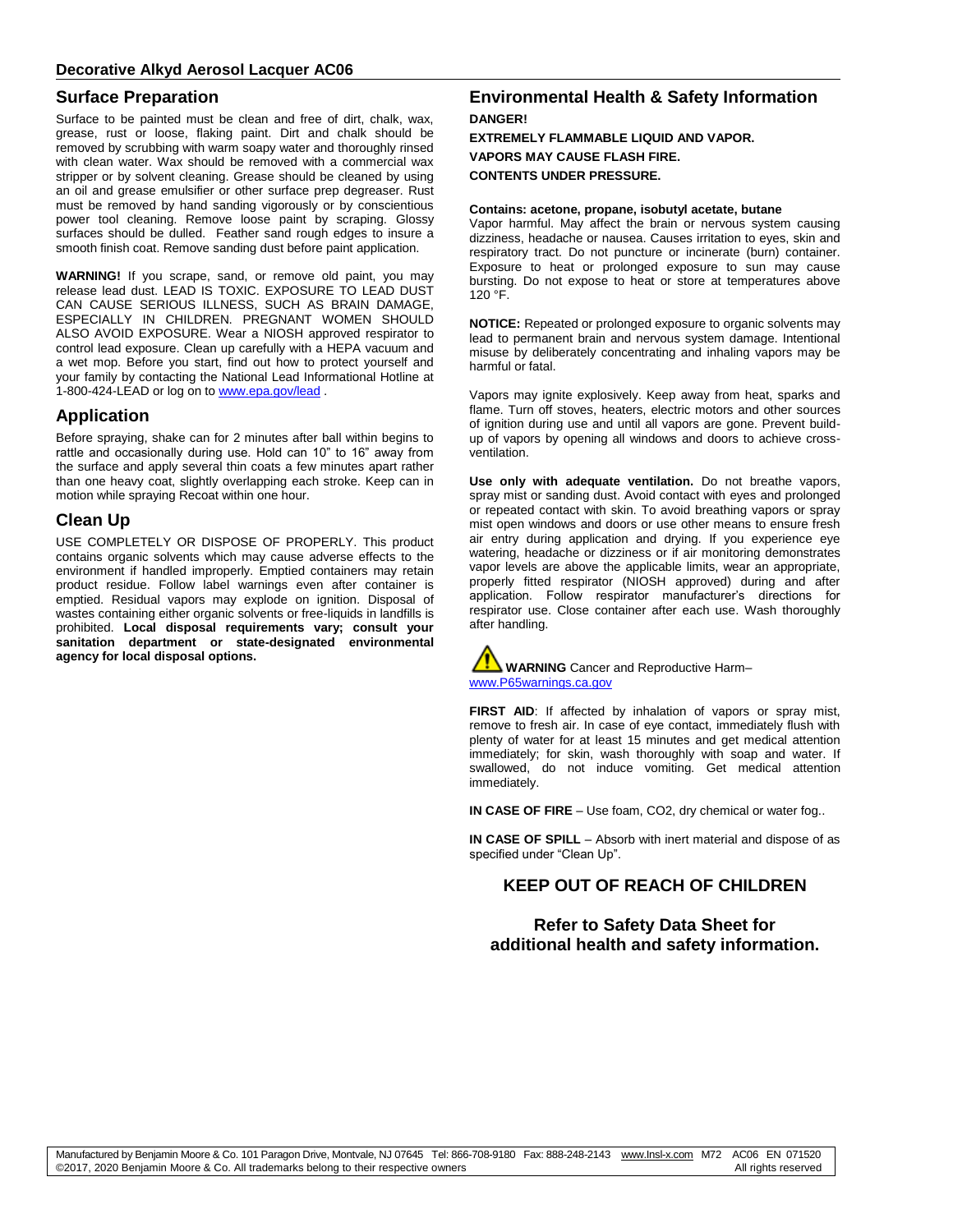## Surface Preparation

Surface to be painted must be clean and free of dirt, chalk, wax, grease, rust or loose, flaking paint. Dirt and chalk should be removed by scrubbing with warm soapy water and thoroughly rinsed with clean water. Wax should be removed with a commercial wax stripper or by solvent cleaning. Grease should be cleaned by using an oil and grease emulsifier or other surface prep degreaser. Rust must be removed by hand sanding vigorously or by conscientious power tool cleaning. Remove loose paint by scraping. Glossy surfaces should be dulled. Feather sand rough edges to insure a smooth finish coat. Remove sanding dust before paint application.

**WARNING!** If you scrape, sand, or remove old paint, you may release lead dust. LEAD IS TOXIC. EXPOSURE TO LEAD DUST CAN CAUSE SERIOUS ILLNESS, SUCH AS BRAIN DAMAGE, ESPECIALLY IN CHILDREN. PREGNANT WOMEN SHOULD ALSO AVOID EXPOSURE. Wear a NIOSH approved respirator to control lead exposure. Clean up carefully with a HEPA vacuum and a wet mop. Before you start, find out how to protect yourself and your family by contacting the National Lead Informational Hotline at 1-800-424-LEAD or log on to www.epa.gov/lead .

## Application

Before spraying, shake can for 2 minutes after ball within begins to rattle and occasionally during use. Hold can 10" to 16" away from the surface and apply several thin coats a few minutes apart rather than one heavy coat, slightly overlapping each stroke. Keep can in motion while spraying Recoat within one hour.

## Clean Up

USE COMPLETELY OR DISPOSE OF PROPERLY. This product contains organic solvents which may cause adverse effects to the environment if handled improperly. Emptied containers may retain product residue. Follow label warnings even after container is emptied. Residual vapors may explode on ignition. Disposal of wastes containing either organic solvents or free-liquids in landfills is prohibited. **Local disposal requirements vary; consult your sanitation department or state-designated environmental agency for local disposal options.**

## Environmental Health & Safety Information

**DANGER!**

**EXTREMELY FLAMMABLE LIQUID AND VAPOR.**

**VAPORS MAY CAUSE FLASH FIRE.**

**CONTENTS UNDER PRESSURE.**

**Contains: acetone, propane, isobutyl acetate, butane**

Vapor harmful. May affect the brain or nervous system causing dizziness, headache or nausea. Causes irritation to eyes, skin and respiratory tract. Do not puncture or incinerate (burn) container. Exposure to heat or prolonged exposure to sun may cause bursting. Do not expose to heat or store at temperatures above 120 °F.

**NOTICE:** Repeated or prolonged exposure to organic solvents may lead to permanent brain and nervous system damage. Intentional misuse by deliberately concentrating and inhaling vapors may be harmful or fatal.

Vapors may ignite explosively. Keep away from heat, sparks and flame. Turn off stoves, heaters, electric motors and other sources of ignition during use and until all vapors are gone. Prevent build-up of vapors by opening all windows and doors to achieve cross-ventilation.

**Use only with adequate ventilation.** Do not breathe vapors, spray mist or sanding dust. Avoid contact with eyes and prolonged or repeated contact with skin. To avoid breathing vapors or spray mist open windows and doors or use other means to ensure fresh air entry during application and drying. If you experience eye watering, headache or dizziness or if air monitoring demonstrates vapor levels are above the applicable limits, wear an appropriate, properly fitted respirator (NIOSH approved) during and after application. Follow respirator manufacturer's directions for respirator use. Close container after each use. Wash thoroughly after handling.

**WARNING** Cancer and Reproductive Harm– www.P65warnings.ca.gov

**FIRST AID**: If affected by inhalation of vapors or spray mist, remove to fresh air. In case of eye contact, immediately flush with plenty of water for at least 15 minutes and get medical attention immediately; for skin, wash thoroughly with soap and water. If swallowed, do not induce vomiting. Get medical attention immediately.

**IN CASE OF FIRE** – Use foam, CO2, dry chemical or water fog..

**IN CASE OF SPILL** – Absorb with inert material and dispose of as specified under "Clean Up".

**KEEP OUT OF REACH OF CHILDREN**

**Refer to Safety Data Sheet for additional health and safety information.**

Manufactured by Benjamin Moore & Co. 101 Paragon Drive, Montvale, NJ 07645 Tel: 866-708-9180 Fax: 888-248-2143 www.Insl-x.com M72 AC06 EN 071520
©2017, 2020 Benjamin Moore & Co. All trademarks belong to their respective owners All rights reserved